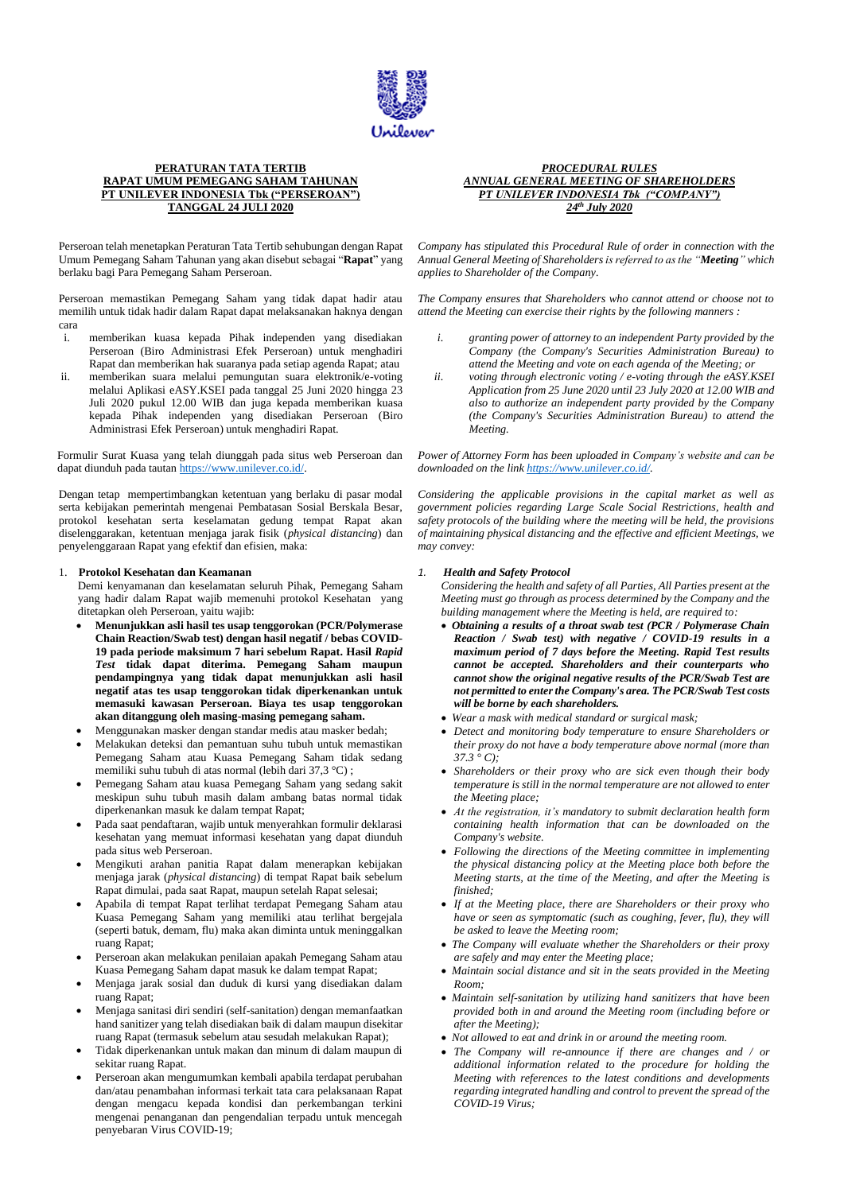**PERATURAN TATA TERTIB**
**RAPAT UMUM PEMEGANG SAHAM TAHUNAN**
**PT UNILEVER INDONESIA Tbk ("PERSEROAN")**
**TANGGAL 24 JULI 2020**

Perseroan telah menetapkan Peraturan Tata Tertib sehubungan dengan Rapat Umum Pemegang Saham Tahunan yang akan disebut sebagai "**Rapat**" yang berlaku bagi Para Pemegang Saham Perseroan.

Perseroan memastikan Pemegang Saham yang tidak dapat hadir atau memilih untuk tidak hadir dalam Rapat dapat melaksanakan haknya dengan cara

i. memberikan kuasa kepada Pihak independen yang disediakan Perseroan (Biro Administrasi Efek Perseroan) untuk menghadiri Rapat dan memberikan hak suaranya pada setiap agenda Rapat; atau
ii. memberikan suara melalui pemungutan suara elektronik/e-voting melalui Aplikasi eASY.KSEI pada tanggal 25 Juni 2020 hingga 23 Juli 2020 pukul 12.00 WIB dan juga kepada memberikan kuasa kepada Pihak independen yang disediakan Perseroan (Biro Administrasi Efek Perseroan) untuk menghadiri Rapat.

Formulir Surat Kuasa yang telah diunggah pada situs web Perseroan dan dapat diunduh pada tautan https://www.unilever.co.id/.

Dengan tetap mempertimbangkan ketentuan yang berlaku di pasar modal serta kebijakan pemerintah mengenai Pembatasan Sosial Berskala Besar, protokol kesehatan serta keselamatan gedung tempat Rapat akan diselenggarakan, ketentuan menjaga jarak fisik (*physical distancing*) dan penyelenggaraan Rapat yang efektif dan efisien, maka:

1. **Protokol Kesehatan dan Keamanan**

   Demi kenyamanan dan keselamatan seluruh Pihak, Pemegang Saham yang hadir dalam Rapat wajib memenuhi protokol Kesehatan yang ditetapkan oleh Perseroan, yaitu wajib:

   - **Menunjukkan asli hasil tes usap tenggorokan (PCR/Polymerase Chain Reaction/Swab test) dengan hasil negatif / bebas COVID-19 pada periode maksimum 7 hari sebelum Rapat. Hasil *Rapid Test* tidak dapat diterima. Pemegang Saham maupun pendampingnya yang tidak dapat menunjukkan asli hasil negatif atas tes usap tenggorokan tidak diperkenankan untuk memasuki kawasan Perseroan. Biaya tes usap tenggorokan akan ditanggung oleh masing-masing pemegang saham.**
   - Menggunakan masker dengan standar medis atau masker bedah;
   - Melakukan deteksi dan pemantuan suhu tubuh untuk memastikan Pemegang Saham atau Kuasa Pemegang Saham tidak sedang memiliki suhu tubuh di atas normal (lebih dari 37,3 °C) ;
   - Pemegang Saham atau kuasa Pemegang Saham yang sedang sakit meskipun suhu tubuh masih dalam ambang batas normal tidak diperkenankan masuk ke dalam tempat Rapat;
   - Pada saat pendaftaran, wajib untuk menyerahkan formulir deklarasi kesehatan yang memuat informasi kesehatan yang dapat diunduh pada situs web Perseroan.
   - Mengikuti arahan panitia Rapat dalam menerapkan kebijakan menjaga jarak (*physical distancing*) di tempat Rapat baik sebelum Rapat dimulai, pada saat Rapat, maupun setelah Rapat selesai;
   - Apabila di tempat Rapat terlihat terdapat Pemegang Saham atau Kuasa Pemegang Saham yang memiliki atau terlihat bergejala (seperti batuk, demam, flu) maka akan diminta untuk meninggalkan ruang Rapat;
   - Perseroan akan melakukan penilaian apakah Pemegang Saham atau Kuasa Pemegang Saham dapat masuk ke dalam tempat Rapat;
   - Menjaga jarak sosial dan duduk di kursi yang disediakan dalam ruang Rapat;
   - Menjaga sanitasi diri sendiri (self-sanitation) dengan memanfaatkan hand sanitizer yang telah disediakan baik di dalam maupun disekitar ruang Rapat (termasuk sebelum atau sesudah melakukan Rapat);
   - Tidak diperkenankan untuk makan dan minum di dalam maupun di sekitar ruang Rapat.
   - Perseroan akan mengumumkan kembali apabila terdapat perubahan dan/atau penambahan informasi terkait tata cara pelaksanaan Rapat dengan mengacu kepada kondisi dan perkembangan terkini mengenai penanganan dan pengendalian terpadu untuk mencegah penyebaran Virus COVID-19;

***PROCEDURAL RULES***
***ANNUAL GENERAL MEETING OF SHAREHOLDERS***
***PT UNILEVER INDONESIA Tbk ("COMPANY")***
***24th July 2020***

*Company has stipulated this Procedural Rule of order in connection with the Annual General Meeting of Shareholders is referred to as the "**Meeting**" which applies to Shareholder of the Company.*

*The Company ensures that Shareholders who cannot attend or choose not to attend the Meeting can exercise their rights by the following manners :*

*i. granting power of attorney to an independent Party provided by the Company (the Company's Securities Administration Bureau) to attend the Meeting and vote on each agenda of the Meeting; or*
*ii. voting through electronic voting / e-voting through the eASY.KSEI Application from 25 June 2020 until 23 July 2020 at 12.00 WIB and also to authorize an independent party provided by the Company (the Company's Securities Administration Bureau) to attend the Meeting.*

*Power of Attorney Form has been uploaded in Company's website and can be downloaded on the link https://www.unilever.co.id/.*

*Considering the applicable provisions in the capital market as well as government policies regarding Large Scale Social Restrictions, health and safety protocols of the building where the meeting will be held, the provisions of maintaining physical distancing and the effective and efficient Meetings, we may convey:*

*1. **Health and Safety Protocol***

   *Considering the health and safety of all Parties, All Parties present at the Meeting must go through as process determined by the Company and the building management where the Meeting is held, are required to:*

   - ***Obtaining a results of a throat swab test (PCR / Polymerase Chain Reaction / Swab test) with negative / COVID-19 results in a maximum period of 7 days before the Meeting. Rapid Test results cannot be accepted. Shareholders and their counterparts who cannot show the original negative results of the PCR/Swab Test are not permitted to enter the Company's area. The PCR/Swab Test costs will be borne by each shareholders.***
   - *Wear a mask with medical standard or surgical mask;*
   - *Detect and monitoring body temperature to ensure Shareholders or their proxy do not have a body temperature above normal (more than 37.3 ° C);*
   - *Shareholders or their proxy who are sick even though their body temperature is still in the normal temperature are not allowed to enter the Meeting place;*
   - *At the registration, it's mandatory to submit declaration health form containing health information that can be downloaded on the Company's website.*
   - *Following the directions of the Meeting committee in implementing the physical distancing policy at the Meeting place both before the Meeting starts, at the time of the Meeting, and after the Meeting is finished;*
   - *If at the Meeting place, there are Shareholders or their proxy who have or seen as symptomatic (such as coughing, fever, flu), they will be asked to leave the Meeting room;*
   - *The Company will evaluate whether the Shareholders or their proxy are safely and may enter the Meeting place;*
   - *Maintain social distance and sit in the seats provided in the Meeting Room;*
   - *Maintain self-sanitation by utilizing hand sanitizers that have been provided both in and around the Meeting room (including before or after the Meeting);*
   - *Not allowed to eat and drink in or around the meeting room.*
   - *The Company will re-announce if there are changes and / or additional information related to the procedure for holding the Meeting with references to the latest conditions and developments regarding integrated handling and control to prevent the spread of the COVID-19 Virus;*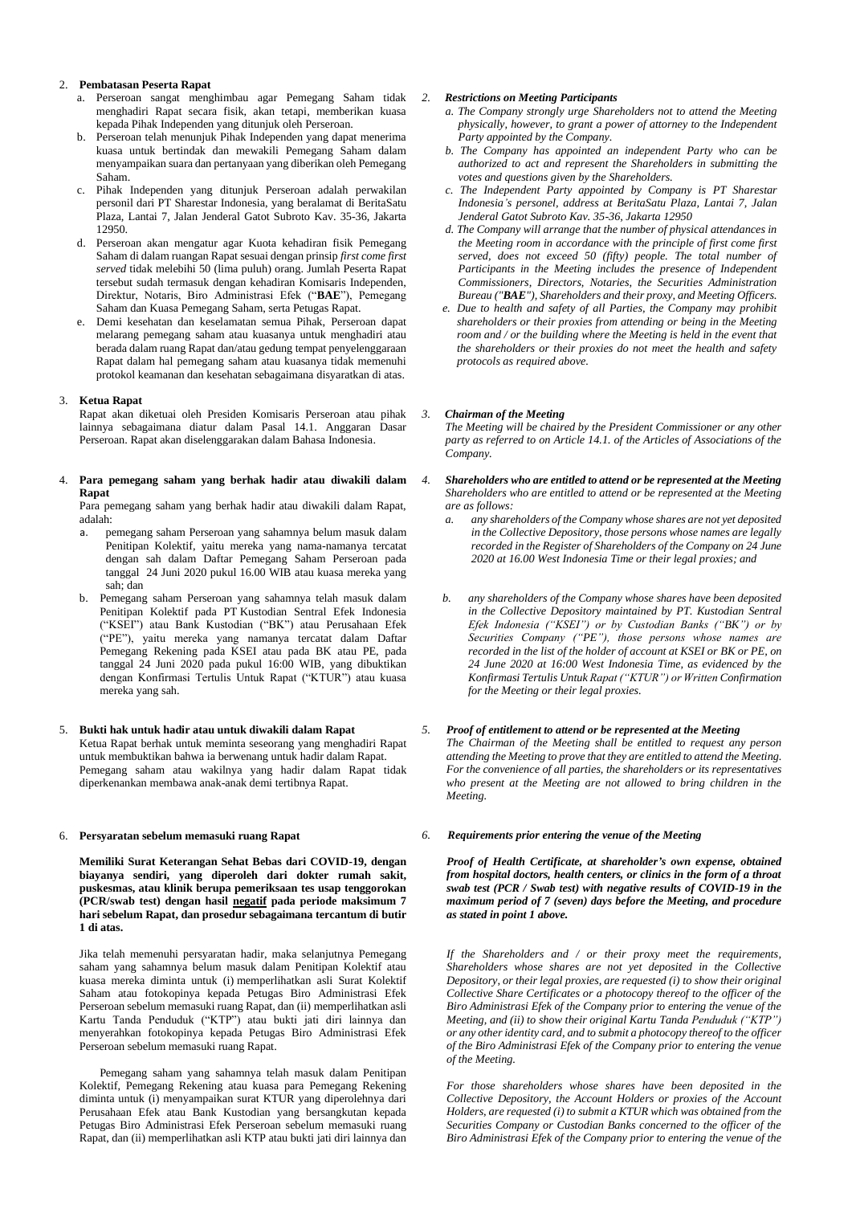2. **Pembatasan Peserta Rapat**
   a. Perseroan sangat menghimbau agar Pemegang Saham tidak menghadiri Rapat secara fisik, akan tetapi, memberikan kuasa kepada Pihak Independen yang ditunjuk oleh Perseroan.
   b. Perseroan telah menunjuk Pihak Independen yang dapat menerima kuasa untuk bertindak dan mewakili Pemegang Saham dalam menyampaikan suara dan pertanyaan yang diberikan oleh Pemegang Saham.
   c. Pihak Independen yang ditunjuk Perseroan adalah perwakilan personil dari PT Sharestar Indonesia, yang beralamat di BeritaSatu Plaza, Lantai 7, Jalan Jenderal Gatot Subroto Kav. 35-36, Jakarta 12950.
   d. Perseroan akan mengatur agar Kuota kehadiran fisik Pemegang Saham di dalam ruangan Rapat sesuai dengan prinsip *first come first served* tidak melebihi 50 (lima puluh) orang. Jumlah Peserta Rapat tersebut sudah termasuk dengan kehadiran Komisaris Independen, Direktur, Notaris, Biro Administrasi Efek ("**BAE**"), Pemegang Saham dan Kuasa Pemegang Saham, serta Petugas Rapat.
   e. Demi kesehatan dan keselamatan semua Pihak, Perseroan dapat melarang pemegang saham atau kuasanya untuk menghadiri atau berada dalam ruang Rapat dan/atau gedung tempat penyelenggaraan Rapat dalam hal pemegang saham atau kuasanya tidak memenuhi protokol keamanan dan kesehatan sebagaimana disyaratkan di atas.

3. **Ketua Rapat**

   Rapat akan diketuai oleh Presiden Komisaris Perseroan atau pihak lainnya sebagaimana diatur dalam Pasal 14.1. Anggaran Dasar Perseroan. Rapat akan diselenggarakan dalam Bahasa Indonesia.

4. **Para pemegang saham yang berhak hadir atau diwakili dalam Rapat**

   Para pemegang saham yang berhak hadir atau diwakili dalam Rapat, adalah:
   a. pemegang saham Perseroan yang sahamnya belum masuk dalam Penitipan Kolektif, yaitu mereka yang nama-namanya tercatat dengan sah dalam Daftar Pemegang Saham Perseroan pada tanggal 24 Juni 2020 pukul 16.00 WIB atau kuasa mereka yang sah; dan
   b. Pemegang saham Perseroan yang sahamnya telah masuk dalam Penitipan Kolektif pada PT Kustodian Sentral Efek Indonesia ("KSEI") atau Bank Kustodian ("BK") atau Perusahaan Efek ("PE"), yaitu mereka yang namanya tercatat dalam Daftar Pemegang Rekening pada KSEI atau pada BK atau PE, pada tanggal 24 Juni 2020 pada pukul 16:00 WIB, yang dibuktikan dengan Konfirmasi Tertulis Untuk Rapat ("KTUR") atau kuasa mereka yang sah.

5. **Bukti hak untuk hadir atau untuk diwakili dalam Rapat**

   Ketua Rapat berhak untuk meminta seseorang yang menghadiri Rapat untuk membuktikan bahwa ia berwenang untuk hadir dalam Rapat. Pemegang saham atau wakilnya yang hadir dalam Rapat tidak diperkenankan membawa anak-anak demi tertibnya Rapat.

6. **Persyaratan sebelum memasuki ruang Rapat**

   **Memiliki Surat Keterangan Sehat Bebas dari COVID-19, dengan biayanya sendiri, yang diperoleh dari dokter rumah sakit, puskesmas, atau klinik berupa pemeriksaan tes usap tenggorokan (PCR/swab test) dengan hasil negatif pada periode maksimum 7 hari sebelum Rapat, dan prosedur sebagaimana tercantum di butir 1 di atas.**

   Jika telah memenuhi persyaratan hadir, maka selanjutnya Pemegang saham yang sahamnya belum masuk dalam Penitipan Kolektif atau kuasa mereka diminta untuk (i) memperlihatkan asli Surat Kolektif Saham atau fotokopinya kepada Petugas Biro Administrasi Efek Perseroan sebelum memasuki ruang Rapat, dan (ii) memperlihatkan asli Kartu Tanda Penduduk ("KTP") atau bukti jati diri lainnya dan menyerahkan fotokopinya kepada Petugas Biro Administrasi Efek Perseroan sebelum memasuki ruang Rapat.

   Pemegang saham yang sahamnya telah masuk dalam Penitipan Kolektif, Pemegang Rekening atau kuasa para Pemegang Rekening diminta untuk (i) menyampaikan surat KTUR yang diperolehnya dari Perusahaan Efek atau Bank Kustodian yang bersangkutan kepada Petugas Biro Administrasi Efek Perseroan sebelum memasuki ruang Rapat, dan (ii) memperlihatkan asli KTP atau bukti jati diri lainnya dan

*2. **Restrictions on Meeting Participants***
   *a. The Company strongly urge Shareholders not to attend the Meeting physically, however, to grant a power of attorney to the Independent Party appointed by the Company.*
   *b. The Company has appointed an independent Party who can be authorized to act and represent the Shareholders in submitting the votes and questions given by the Shareholders.*
   *c. The Independent Party appointed by Company is PT Sharestar Indonesia's personel, address at BeritaSatu Plaza, Lantai 7, Jalan Jenderal Gatot Subroto Kav. 35-36, Jakarta 12950*
   *d. The Company will arrange that the number of physical attendances in the Meeting room in accordance with the principle of first come first served, does not exceed 50 (fifty) people. The total number of Participants in the Meeting includes the presence of Independent Commissioners, Directors, Notaries, the Securities Administration Bureau ("**BAE**"), Shareholders and their proxy, and Meeting Officers.*
   *e. Due to health and safety of all Parties, the Company may prohibit shareholders or their proxies from attending or being in the Meeting room and / or the building where the Meeting is held in the event that the shareholders or their proxies do not meet the health and safety protocols as required above.*

*3. **Chairman of the Meeting***

   *The Meeting will be chaired by the President Commissioner or any other party as referred to on Article 14.1. of the Articles of Associations of the Company.*

*4. **Shareholders who are entitled to attend or be represented at the Meeting***

   *Shareholders who are entitled to attend or be represented at the Meeting are as follows:*
   *a. any shareholders of the Company whose shares are not yet deposited in the Collective Depository, those persons whose names are legally recorded in the Register of Shareholders of the Company on 24 June 2020 at 16.00 West Indonesia Time or their legal proxies; and*
   *b. any shareholders of the Company whose shares have been deposited in the Collective Depository maintained by PT. Kustodian Sentral Efek Indonesia ("KSEI") or by Custodian Banks ("BK") or by Securities Company ("PE"), those persons whose names are recorded in the list of the holder of account at KSEI or BK or PE, on 24 June 2020 at 16:00 West Indonesia Time, as evidenced by the Konfirmasi Tertulis Untuk Rapat ("KTUR") or Written Confirmation for the Meeting or their legal proxies.*

*5. **Proof of entitlement to attend or be represented at the Meeting***

   *The Chairman of the Meeting shall be entitled to request any person attending the Meeting to prove that they are entitled to attend the Meeting. For the convenience of all parties, the shareholders or its representatives who present at the Meeting are not allowed to bring children in the Meeting.*

*6. **Requirements prior entering the venue of the Meeting***

   ***Proof of Health Certificate, at shareholder's own expense, obtained from hospital doctors, health centers, or clinics in the form of a throat swab test (PCR / Swab test) with negative results of COVID-19 in the maximum period of 7 (seven) days before the Meeting, and procedure as stated in point 1 above.***

   *If the Shareholders and / or their proxy meet the requirements, Shareholders whose shares are not yet deposited in the Collective Depository, or their legal proxies, are requested (i) to show their original Collective Share Certificates or a photocopy thereof to the officer of the Biro Administrasi Efek of the Company prior to entering the venue of the Meeting, and (ii) to show their original Kartu Tanda Penduduk ("KTP") or any other identity card, and to submit a photocopy thereof to the officer of the Biro Administrasi Efek of the Company prior to entering the venue of the Meeting.*

   *For those shareholders whose shares have been deposited in the Collective Depository, the Account Holders or proxies of the Account Holders, are requested (i) to submit a KTUR which was obtained from the Securities Company or Custodian Banks concerned to the officer of the Biro Administrasi Efek of the Company prior to entering the venue of the*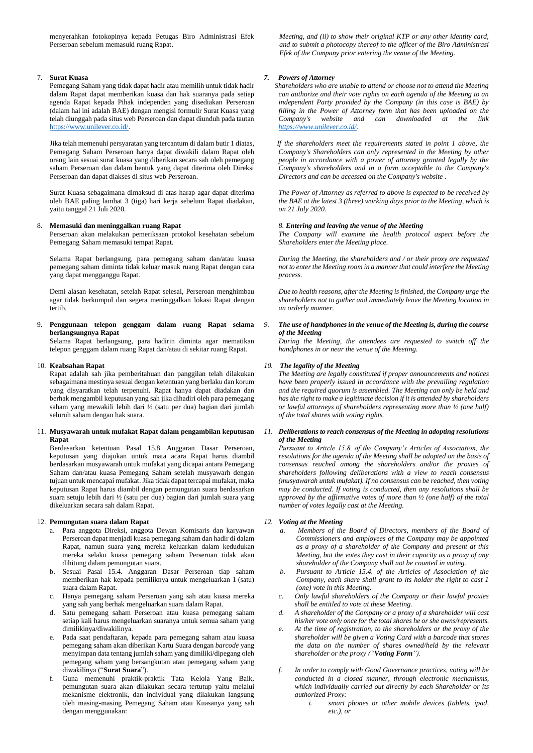menyerahkan fotokopinya kepada Petugas Biro Administrasi Efek Perseroan sebelum memasuki ruang Rapat.

7. **Surat Kuasa**

Pemegang Saham yang tidak dapat hadir atau memilih untuk tidak hadir dalam Rapat dapat memberikan kuasa dan hak suaranya pada setiap agenda Rapat kepada Pihak independen yang disediakan Perseroan (dalam hal ini adalah BAE) dengan mengisi formulir Surat Kuasa yang telah diunggah pada situs web Perseroan dan dapat diunduh pada tautan https://www.unilever.co.id/.

Jika telah memenuhi persyaratan yang tercantum di dalam butir 1 diatas, Pemegang Saham Perseroan hanya dapat diwakili dalam Rapat oleh orang lain sesuai surat kuasa yang diberikan secara sah oleh pemegang saham Perseroan dan dalam bentuk yang dapat diterima oleh Direksi Perseroan dan dapat diakses di situs web Perseroan.

Surat Kuasa sebagaimana dimaksud di atas harap agar dapat diterima oleh BAE paling lambat 3 (tiga) hari kerja sebelum Rapat diadakan, yaitu tanggal 21 Juli 2020.

8. **Memasuki dan meninggalkan ruang Rapat**

Perseroan akan melakukan pemeriksaan protokol kesehatan sebelum Pemegang Saham memasuki tempat Rapat.

Selama Rapat berlangsung, para pemegang saham dan/atau kuasa pemegang saham diminta tidak keluar masuk ruang Rapat dengan cara yang dapat mengganggu Rapat.

Demi alasan kesehatan, setelah Rapat selesai, Perseroan menghimbau agar tidak berkumpul dan segera meninggalkan lokasi Rapat dengan tertib.

9. **Penggunaan telepon genggam dalam ruang Rapat selama berlangsungnya Rapat**

Selama Rapat berlangsung, para hadirin diminta agar mematikan telepon genggam dalam ruang Rapat dan/atau di sekitar ruang Rapat.

10. **Keabsahan Rapat**

Rapat adalah sah jika pemberitahuan dan panggilan telah dilakukan sebagaimana mestinya sesuai dengan ketentuan yang berlaku dan korum yang disyaratkan telah terpenuhi. Rapat hanya dapat diadakan dan berhak mengambil keputusan yang sah jika dihadiri oleh para pemegang saham yang mewakili lebih dari ½ (satu per dua) bagian dari jumlah seluruh saham dengan hak suara.

11. **Musyawarah untuk mufakat Rapat dalam pengambilan keputusan Rapat**

Berdasarkan ketentuan Pasal 15.8 Anggaran Dasar Perseroan, keputusan yang diajukan untuk mata acara Rapat harus diambil berdasarkan musyawarah untuk mufakat yang dicapai antara Pemegang Saham dan/atau kuasa Pemegang Saham setelah musyawarh dengan tujuan untuk mencapai mufakat. Jika tidak dapat tercapai mufakat, maka keputusan Rapat harus diambil dengan pemungutan suara berdasarkan suara setuju lebih dari ½ (satu per dua) bagian dari jumlah suara yang dikeluarkan secara sah dalam Rapat.

12. **Pemungutan suara dalam Rapat**

   a. Para anggota Direksi, anggota Dewan Komisaris dan karyawan Perseroan dapat menjadi kuasa pemegang saham dan hadir di dalam Rapat, namun suara yang mereka keluarkan dalam kedudukan mereka selaku kuasa pemegang saham Perseroan tidak akan dihitung dalam pemungutan suara.
   b. Sesuai Pasal 15.4. Anggaran Dasar Perseroan tiap saham memberikan hak kepada pemiliknya untuk mengeluarkan 1 (satu) suara dalam Rapat.
   c. Hanya pemegang saham Perseroan yang sah atau kuasa mereka yang sah yang berhak mengeluarkan suara dalam Rapat.
   d. Satu pemegang saham Perseroan atau kuasa pemegang saham setiap kali harus mengeluarkan suaranya untuk semua saham yang dimilikinya/diwakilinya.
   e. Pada saat pendaftaran, kepada para pemegang saham atau kuasa pemegang saham akan diberikan Kartu Suara dengan *barcode* yang menyimpan data tentang jumlah saham yang dimiliki/dipegang oleh pemegang saham yang bersangkutan atau pemegang saham yang diwakilinya ("**Surat Suara**").
   f. Guna memenuhi praktik-praktik Tata Kelola Yang Baik, pemungutan suara akan dilakukan secara tertutup yaitu melalui mekanisme elektronik, dan individual yang dilakukan langsung oleh masing-masing Pemegang Saham atau Kuasanya yang sah dengan menggunakan:

*Meeting, and (ii) to show their original KTP or any other identity card, and to submit a photocopy thereof to the officer of the Biro Administrasi Efek of the Company prior entering the venue of the Meeting.*

*7. **Powers of Attorney***

*Shareholders who are unable to attend or choose not to attend the Meeting can authorize and their vote rights on each agenda of the Meeting to an independent Party provided by the Company (in this case is BAE) by filling in the Power of Attorney form that has been uploaded on the Company's website and can downloaded at the link https://www.unilever.co.id/.*

*If the shareholders meet the requirements stated in point 1 above, the Company's Shareholders can only represented in the Meeting by other people in accordance with a power of attorney granted legally by the Company's shareholders and in a form acceptable to the Company's Directors and can be accessed on the Company's website .*

*The Power of Attorney as referred to above is expected to be received by the BAE at the latest 3 (three) working days prior to the Meeting, which is on 21 July 2020.*

*8. **Entering and leaving the venue of the Meeting***

*The Company will examine the health protocol aspect before the Shareholders enter the Meeting place.*

*During the Meeting, the shareholders and / or their proxy are requested not to enter the Meeting room in a manner that could interfere the Meeting process.*

*Due to health reasons, after the Meeting is finished, the Company urge the shareholders not to gather and immediately leave the Meeting location in an orderly manner.*

*9. **The use of handphones in the venue of the Meeting is, during the course of the Meeting***

*During the Meeting, the attendees are requested to switch off the handphones in or near the venue of the Meeting.*

*10. **The legality of the Meeting***

*The Meeting are legally constituted if proper announcements and notices have been properly issued in accordance with the prevailing regulation and the required quorum is assembled. The Meeting can only be held and has the right to make a legitimate decision if it is attended by shareholders or lawful attorneys of shareholders representing more than ½ (one half) of the total shares with voting rights.*

*11. **Deliberations to reach consensus of the Meeting in adopting resolutions of the Meeting***

*Pursuant to Article 15.8. of the Company's Articles of Association, the resolutions for the agenda of the Meeting shall be adopted on the basis of consensus reached among the shareholders and/or the proxies of shareholders following deliberations with a view to reach consensus (musyawarah untuk mufakat). If no consensus can be reached, then voting may be conducted. If voting is conducted, then any resolutions shall be approved by the affirmative votes of more than ½ (one half) of the total number of votes legally cast at the Meeting.*

*12. **Voting at the Meeting***

   *a. Members of the Board of Directors, members of the Board of Commissioners and employees of the Company may be appointed as a proxy of a shareholder of the Company and present at this Meeting, but the votes they cast in their capacity as a proxy of any shareholder of the Company shall not be counted in voting.*
   *b. Pursuant to Article 15.4. of the Articles of Association of the Company, each share shall grant to its holder the right to cast 1 (one) vote in this Meeting.*
   *c. Only lawful shareholders of the Company or their lawful proxies shall be entitled to vote at these Meeting.*
   *d. A shareholder of the Company or a proxy of a shareholder will cast his/her vote only once for the total shares he or she owns/represents.*
   *e. At the time of registration, to the shareholders or the proxy of the shareholder will be given a Voting Card with a barcode that stores the data on the number of shares owned/held by the relevant shareholder or the proxy ("**Voting Form**").*
   *f. In order to comply with Good Governance practices, voting will be conducted in a closed manner, through electronic mechanisms, which individually carried out directly by each Shareholder or its authorized Proxy:*
      *i. smart phones or other mobile devices (tablets, ipad, etc.), or*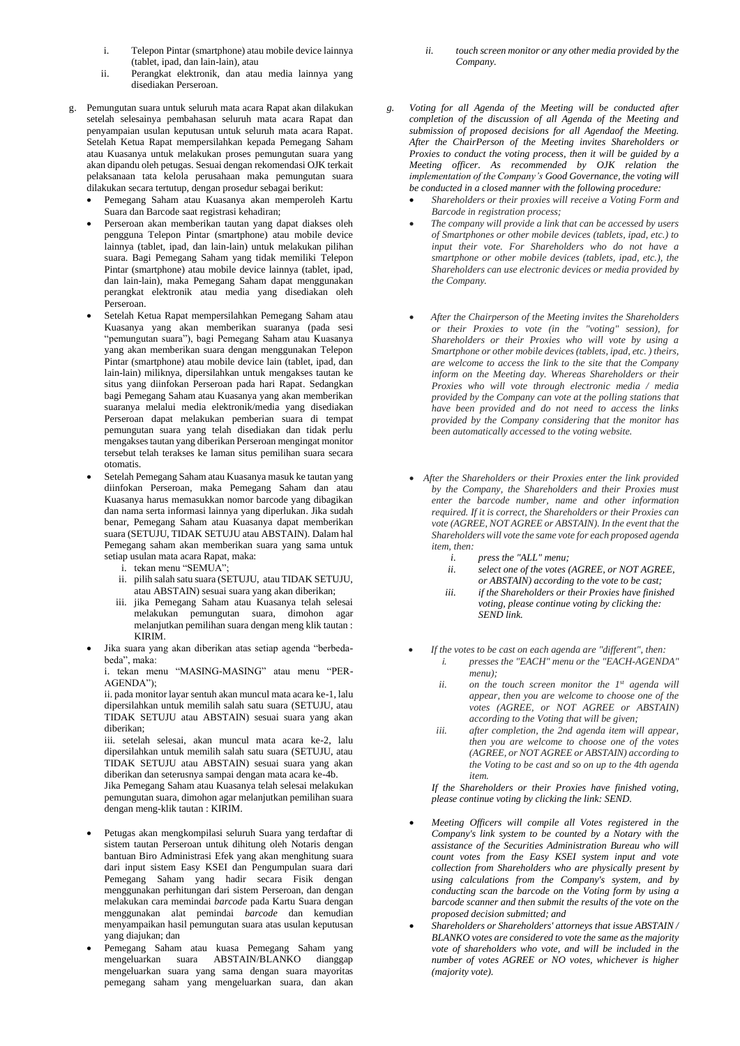i. Telepon Pintar (smartphone) atau mobile device lainnya (tablet, ipad, dan lain-lain), atau
ii. Perangkat elektronik, dan atau media lainnya yang disediakan Perseroan.

g. Pemungutan suara untuk seluruh mata acara Rapat akan dilakukan setelah selesainya pembahasan seluruh mata acara Rapat dan penyampaian usulan keputusan untuk seluruh mata acara Rapat. Setelah Ketua Rapat mempersilahkan kepada Pemegang Saham atau Kuasanya untuk melakukan proses pemungutan suara yang akan dipandu oleh petugas. Sesuai dengan rekomendasi OJK terkait pelaksanaan tata kelola perusahaan maka pemungutan suara dilakukan secara tertutup, dengan prosedur sebagai berikut:
   - Pemegang Saham atau Kuasanya akan memperoleh Kartu Suara dan Barcode saat registrasi kehadiran;
   - Perseroan akan memberikan tautan yang dapat diakses oleh pengguna Telepon Pintar (smartphone) atau mobile device lainnya (tablet, ipad, dan lain-lain) untuk melakukan pilihan suara. Bagi Pemegang Saham yang tidak memiliki Telepon Pintar (smartphone) atau mobile device lainnya (tablet, ipad, dan lain-lain), maka Pemegang Saham dapat menggunakan perangkat elektronik atau media yang disediakan oleh Perseroan.
   - Setelah Ketua Rapat mempersilahkan Pemegang Saham atau Kuasanya yang akan memberikan suaranya (pada sesi "pemungutan suara"), bagi Pemegang Saham atau Kuasanya yang akan memberikan suara dengan menggunakan Telepon Pintar (smartphone) atau mobile device lain (tablet, ipad, dan lain-lain) miliknya, dipersilahkan untuk mengakses tautan ke situs yang diinfokan Perseroan pada hari Rapat. Sedangkan bagi Pemegang Saham atau Kuasanya yang akan memberikan suaranya melalui media elektronik/media yang disediakan Perseroan dapat melakukan pemberian suara di tempat pemungutan suara yang telah disediakan dan tidak perlu mengakses tautan yang diberikan Perseroan mengingat monitor tersebut telah terakses ke laman situs pemilihan suara secara otomatis.
   - Setelah Pemegang Saham atau Kuasanya masuk ke tautan yang diinfokan Perseroan, maka Pemegang Saham dan atau Kuasanya harus memasukkan nomor barcode yang dibagikan dan nama serta informasi lainnya yang diperlukan. Jika sudah benar, Pemegang Saham atau Kuasanya dapat memberikan suara (SETUJU, TIDAK SETUJU atau ABSTAIN). Dalam hal Pemegang saham akan memberikan suara yang sama untuk setiap usulan mata acara Rapat, maka:
     i. tekan menu "SEMUA";
     ii. pilih salah satu suara (SETUJU, atau TIDAK SETUJU, atau ABSTAIN) sesuai suara yang akan diberikan;
     iii. jika Pemegang Saham atau Kuasanya telah selesai melakukan pemungutan suara, dimohon agar melanjutkan pemilihan suara dengan meng klik tautan : KIRIM.
   - Jika suara yang akan diberikan atas setiap agenda "berbeda-beda", maka:

     i. tekan menu "MASING-MASING" atau menu "PER-AGENDA");

     ii. pada monitor layar sentuh akan muncul mata acara ke-1, lalu dipersilahkan untuk memilih salah satu suara (SETUJU, atau TIDAK SETUJU atau ABSTAIN) sesuai suara yang akan diberikan;

     iii. setelah selesai, akan muncul mata acara ke-2, lalu dipersilahkan untuk memilih salah satu suara (SETUJU, atau TIDAK SETUJU atau ABSTAIN) sesuai suara yang akan diberikan dan seterusnya sampai dengan mata acara ke-4b.

     Jika Pemegang Saham atau Kuasanya telah selesai melakukan pemungutan suara, dimohon agar melanjutkan pemilihan suara dengan meng-klik tautan : KIRIM.
   - Petugas akan mengkompilasi seluruh Suara yang terdaftar di sistem tautan Perseroan untuk dihitung oleh Notaris dengan bantuan Biro Administrasi Efek yang akan menghitung suara dari input sistem Easy KSEI dan Pengumpulan suara dari Pemegang Saham yang hadir secara Fisik dengan menggunakan perhitungan dari sistem Perseroan, dan dengan melakukan cara memindai *barcode* pada Kartu Suara dengan menggunakan alat pemindai *barcode* dan kemudian menyampaikan hasil pemungutan suara atas usulan keputusan yang diajukan; dan
   - Pemegang Saham atau kuasa Pemegang Saham yang mengeluarkan suara ABSTAIN/BLANKO dianggap mengeluarkan suara yang sama dengan suara mayoritas pemegang saham yang mengeluarkan suara, dan akan

*ii. touch screen monitor or any other media provided by the Company.*

*g. Voting for all Agenda of the Meeting will be conducted after completion of the discussion of all Agenda of the Meeting and submission of proposed decisions for all Agendaof the Meeting. After the ChairPerson of the Meeting invites Shareholders or Proxies to conduct the voting process, then it will be guided by a Meeting officer. As recommended by OJK relation the implementation of the Company's Good Governance, the voting will be conducted in a closed manner with the following procedure:*
   - *Shareholders or their proxies will receive a Voting Form and Barcode in registration process;*
   - *The company will provide a link that can be accessed by users of Smartphones or other mobile devices (tablets, ipad, etc.) to input their vote. For Shareholders who do not have a smartphone or other mobile devices (tablets, ipad, etc.), the Shareholders can use electronic devices or media provided by the Company.*
   - *After the Chairperson of the Meeting invites the Shareholders or their Proxies to vote (in the "voting" session), for Shareholders or their Proxies who will vote by using a Smartphone or other mobile devices (tablets, ipad, etc. ) theirs, are welcome to access the link to the site that the Company inform on the Meeting day. Whereas Shareholders or their Proxies who will vote through electronic media / media provided by the Company can vote at the polling stations that have been provided and do not need to access the links provided by the Company considering that the monitor has been automatically accessed to the voting website.*
   - *After the Shareholders or their Proxies enter the link provided by the Company, the Shareholders and their Proxies must enter the barcode number, name and other information required. If it is correct, the Shareholders or their Proxies can vote (AGREE, NOT AGREE or ABSTAIN). In the event that the Shareholders will vote the same vote for each proposed agenda item, then:*
     *i. press the "ALL" menu;*
     *ii. select one of the votes (AGREE, or NOT AGREE, or ABSTAIN) according to the vote to be cast;*
     *iii. if the Shareholders or their Proxies have finished voting, please continue voting by clicking the: SEND link.*
   - *If the votes to be cast on each agenda are "different", then:*
     *i. presses the "EACH" menu or the "EACH-AGENDA" menu);*
     *ii. on the touch screen monitor the 1st agenda will appear, then you are welcome to choose one of the votes (AGREE, or NOT AGREE or ABSTAIN) according to the Voting that will be given;*
     *iii. after completion, the 2nd agenda item will appear, then you are welcome to choose one of the votes (AGREE, or NOT AGREE or ABSTAIN) according to the Voting to be cast and so on up to the 4th agenda item.*

     *If the Shareholders or their Proxies have finished voting, please continue voting by clicking the link: SEND.*
   - *Meeting Officers will compile all Votes registered in the Company's link system to be counted by a Notary with the assistance of the Securities Administration Bureau who will count votes from the Easy KSEI system input and vote collection from Shareholders who are physically present by using calculations from the Company's system, and by conducting scan the barcode on the Voting form by using a barcode scanner and then submit the results of the vote on the proposed decision submitted; and*
   - *Shareholders or Shareholders' attorneys that issue ABSTAIN / BLANKO votes are considered to vote the same as the majority vote of shareholders who vote, and will be included in the number of votes AGREE or NO votes, whichever is higher (majority vote).*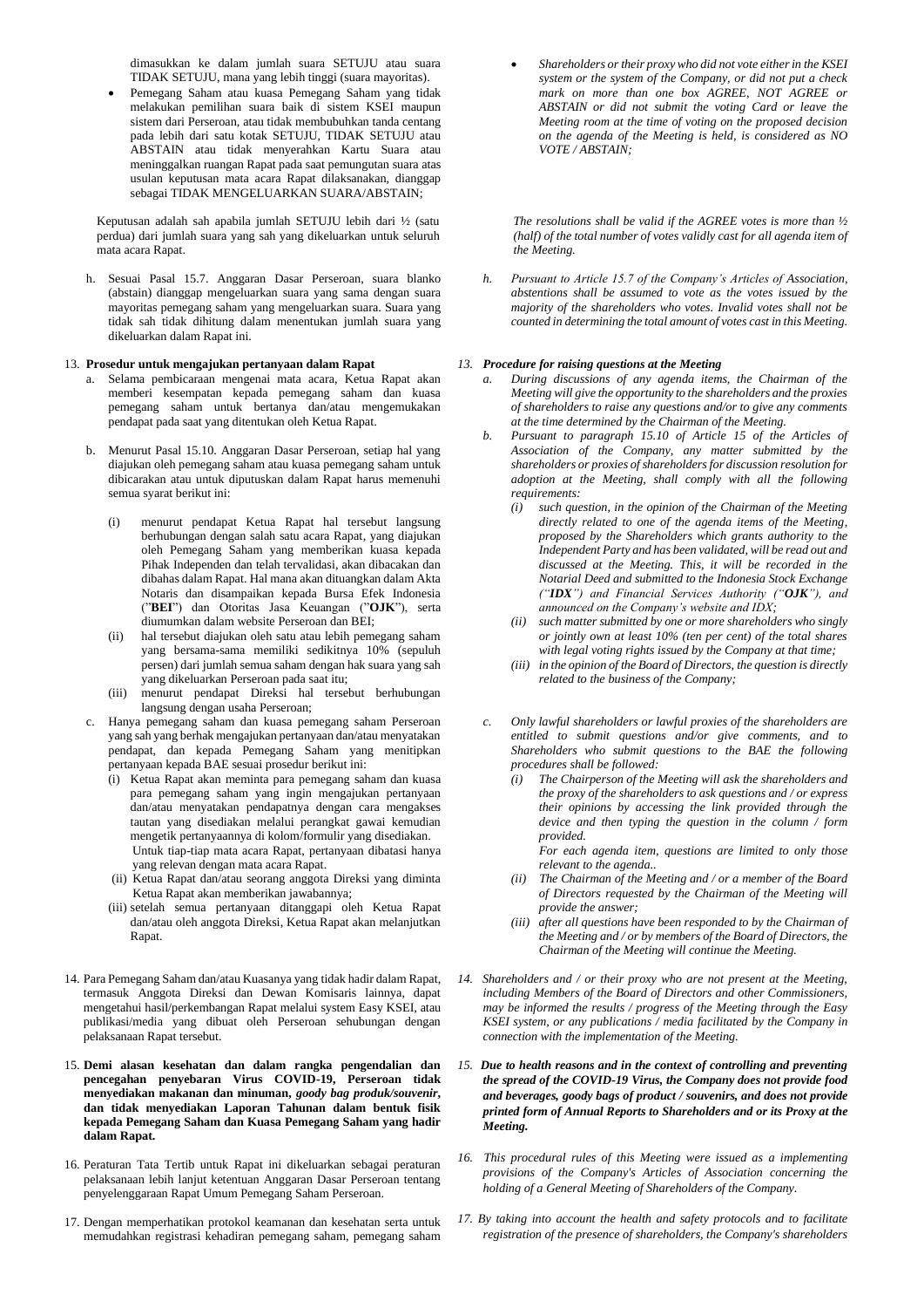dimasukkan ke dalam jumlah suara SETUJU atau suara TIDAK SETUJU, mana yang lebih tinggi (suara mayoritas).

- Pemegang Saham atau kuasa Pemegang Saham yang tidak melakukan pemilihan suara baik di sistem KSEI maupun sistem dari Perseroan, atau tidak membubuhkan tanda centang pada lebih dari satu kotak SETUJU, TIDAK SETUJU atau ABSTAIN atau tidak menyerahkan Kartu Suara atau meninggalkan ruangan Rapat pada saat pemungutan suara atas usulan keputusan mata acara Rapat dilaksanakan, dianggap sebagai TIDAK MENGELUARKAN SUARA/ABSTAIN;

Keputusan adalah sah apabila jumlah SETUJU lebih dari ½ (satu perdua) dari jumlah suara yang sah yang dikeluarkan untuk seluruh mata acara Rapat.

h. Sesuai Pasal 15.7. Anggaran Dasar Perseroan, suara blanko (abstain) dianggap mengeluarkan suara yang sama dengan suara mayoritas pemegang saham yang mengeluarkan suara. Suara yang tidak sah tidak dihitung dalam menentukan jumlah suara yang dikeluarkan dalam Rapat ini.

13. **Prosedur untuk mengajukan pertanyaan dalam Rapat**
   a. Selama pembicaraan mengenai mata acara, Ketua Rapat akan memberi kesempatan kepada pemegang saham dan kuasa pemegang saham untuk bertanya dan/atau mengemukakan pendapat pada saat yang ditentukan oleh Ketua Rapat.
   b. Menurut Pasal 15.10. Anggaran Dasar Perseroan, setiap hal yang diajukan oleh pemegang saham atau kuasa pemegang saham untuk dibicarakan atau untuk diputuskan dalam Rapat harus memenuhi semua syarat berikut ini:
      (i) menurut pendapat Ketua Rapat hal tersebut langsung berhubungan dengan salah satu acara Rapat, yang diajukan oleh Pemegang Saham yang memberikan kuasa kepada Pihak Independen dan telah tervalidasi, akan dibacakan dan dibahas dalam Rapat. Hal mana akan dituangkan dalam Akta Notaris dan disampaikan kepada Bursa Efek Indonesia ("**BEI**") dan Otoritas Jasa Keuangan ("**OJK**"), serta diumumkan dalam website Perseroan dan BEI;
      (ii) hal tersebut diajukan oleh satu atau lebih pemegang saham yang bersama-sama memiliki sedikitnya 10% (sepuluh persen) dari jumlah semua saham dengan hak suara yang sah yang dikeluarkan Perseroan pada saat itu;
      (iii) menurut pendapat Direksi hal tersebut berhubungan langsung dengan usaha Perseroan;
   c. Hanya pemegang saham dan kuasa pemegang saham Perseroan yang sah yang berhak mengajukan pertanyaan dan/atau menyatakan pendapat, dan kepada Pemegang Saham yang menitipkan pertanyaan kepada BAE sesuai prosedur berikut ini:
      (i) Ketua Rapat akan meminta para pemegang saham dan kuasa para pemegang saham yang ingin mengajukan pertanyaan dan/atau menyatakan pendapatnya dengan cara mengakses tautan yang disediakan melalui perangkat gawai kemudian mengetik pertanyaannya di kolom/formulir yang disediakan.
      Untuk tiap-tiap mata acara Rapat, pertanyaan dibatasi hanya yang relevan dengan mata acara Rapat.
      (ii) Ketua Rapat dan/atau seorang anggota Direksi yang diminta Ketua Rapat akan memberikan jawabannya;
      (iii) setelah semua pertanyaan ditanggapi oleh Ketua Rapat dan/atau oleh anggota Direksi, Ketua Rapat akan melanjutkan Rapat.

14. Para Pemegang Saham dan/atau Kuasanya yang tidak hadir dalam Rapat, termasuk Anggota Direksi dan Dewan Komisaris lainnya, dapat mengetahui hasil/perkembangan Rapat melalui system Easy KSEI, atau publikasi/media yang dibuat oleh Perseroan sehubungan dengan pelaksanaan Rapat tersebut.

15. **Demi alasan kesehatan dan dalam rangka pengendalian dan pencegahan penyebaran Virus COVID-19, Perseroan tidak menyediakan makanan dan minuman, *goody bag produk/souvenir*, dan tidak menyediakan Laporan Tahunan dalam bentuk fisik kepada Pemegang Saham dan Kuasa Pemegang Saham yang hadir dalam Rapat.**

16. Peraturan Tata Tertib untuk Rapat ini dikeluarkan sebagai peraturan pelaksanaan lebih lanjut ketentuan Anggaran Dasar Perseroan tentang penyelenggaraan Rapat Umum Pemegang Saham Perseroan.

17. Dengan memperhatikan protokol keamanan dan kesehatan serta untuk memudahkan registrasi kehadiran pemegang saham, pemegang saham

- *Shareholders or their proxy who did not vote either in the KSEI system or the system of the Company, or did not put a check mark on more than one box AGREE, NOT AGREE or ABSTAIN or did not submit the voting Card or leave the Meeting room at the time of voting on the proposed decision on the agenda of the Meeting is held, is considered as NO VOTE / ABSTAIN;*

*The resolutions shall be valid if the AGREE votes is more than ½ (half) of the total number of votes validly cast for all agenda item of the Meeting.*

*h. Pursuant to Article 15.7 of the Company's Articles of Association, abstentions shall be assumed to vote as the votes issued by the majority of the shareholders who votes. Invalid votes shall not be counted in determining the total amount of votes cast in this Meeting.*

*13. **Procedure for raising questions at the Meeting***
   *a. During discussions of any agenda items, the Chairman of the Meeting will give the opportunity to the shareholders and the proxies of shareholders to raise any questions and/or to give any comments at the time determined by the Chairman of the Meeting.*
   *b. Pursuant to paragraph 15.10 of Article 15 of the Articles of Association of the Company, any matter submitted by the shareholders or proxies of shareholders for discussion resolution for adoption at the Meeting, shall comply with all the following requirements:*
      *(i) such question, in the opinion of the Chairman of the Meeting directly related to one of the agenda items of the Meeting, proposed by the Shareholders which grants authority to the Independent Party and has been validated, will be read out and discussed at the Meeting. This, it will be recorded in the Notarial Deed and submitted to the Indonesia Stock Exchange ("**IDX**") and Financial Services Authority ("**OJK**"), and announced on the Company's website and IDX;*
      *(ii) such matter submitted by one or more shareholders who singly or jointly own at least 10% (ten per cent) of the total shares with legal voting rights issued by the Company at that time;*
      *(iii) in the opinion of the Board of Directors, the question is directly related to the business of the Company;*
   *c. Only lawful shareholders or lawful proxies of the shareholders are entitled to submit questions and/or give comments, and to Shareholders who submit questions to the BAE the following procedures shall be followed:*
      *(i) The Chairperson of the Meeting will ask the shareholders and the proxy of the shareholders to ask questions and / or express their opinions by accessing the link provided through the device and then typing the question in the column / form provided.*
      *For each agenda item, questions are limited to only those relevant to the agenda..*
      *(ii) The Chairman of the Meeting and / or a member of the Board of Directors requested by the Chairman of the Meeting will provide the answer;*
      *(iii) after all questions have been responded to by the Chairman of the Meeting and / or by members of the Board of Directors, the Chairman of the Meeting will continue the Meeting.*

*14. Shareholders and / or their proxy who are not present at the Meeting, including Members of the Board of Directors and other Commissioners, may be informed the results / progress of the Meeting through the Easy KSEI system, or any publications / media facilitated by the Company in connection with the implementation of the Meeting.*

*15. **Due to health reasons and in the context of controlling and preventing the spread of the COVID-19 Virus, the Company does not provide food and beverages, goody bags of product / souvenirs, and does not provide printed form of Annual Reports to Shareholders and or its Proxy at the Meeting.***

*16. This procedural rules of this Meeting were issued as a implementing provisions of the Company's Articles of Association concerning the holding of a General Meeting of Shareholders of the Company.*

*17. By taking into account the health and safety protocols and to facilitate registration of the presence of shareholders, the Company's shareholders*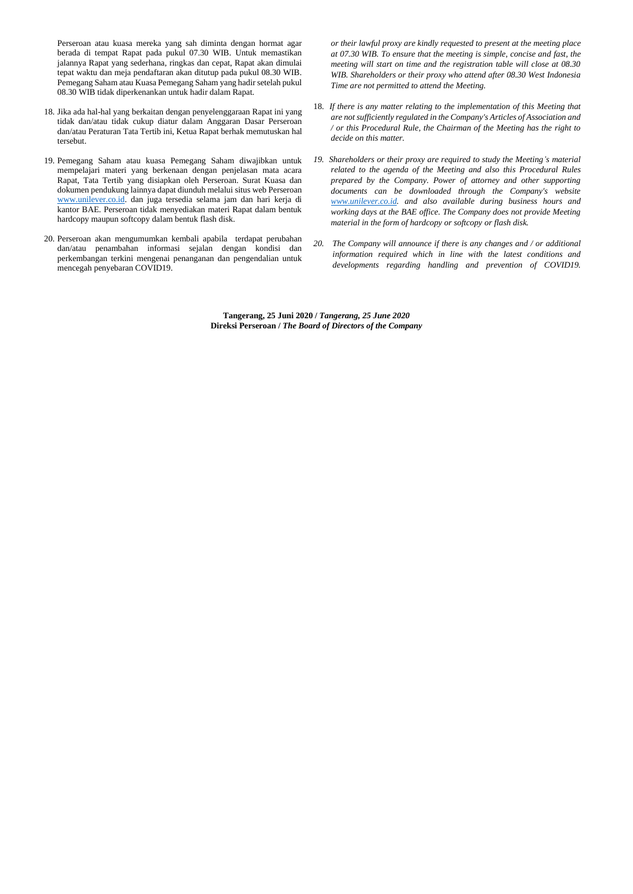Perseroan atau kuasa mereka yang sah diminta dengan hormat agar berada di tempat Rapat pada pukul 07.30 WIB. Untuk memastikan jalannya Rapat yang sederhana, ringkas dan cepat, Rapat akan dimulai tepat waktu dan meja pendaftaran akan ditutup pada pukul 08.30 WIB. Pemegang Saham atau Kuasa Pemegang Saham yang hadir setelah pukul 08.30 WIB tidak diperkenankan untuk hadir dalam Rapat.

18. Jika ada hal-hal yang berkaitan dengan penyelenggaraan Rapat ini yang tidak dan/atau tidak cukup diatur dalam Anggaran Dasar Perseroan dan/atau Peraturan Tata Tertib ini, Ketua Rapat berhak memutuskan hal tersebut.

19. Pemegang Saham atau kuasa Pemegang Saham diwajibkan untuk mempelajari materi yang berkenaan dengan penjelasan mata acara Rapat, Tata Tertib yang disiapkan oleh Perseroan. Surat Kuasa dan dokumen pendukung lainnya dapat diunduh melalui situs web Perseroan www.unilever.co.id. dan juga tersedia selama jam dan hari kerja di kantor BAE. Perseroan tidak menyediakan materi Rapat dalam bentuk hardcopy maupun softcopy dalam bentuk flash disk.

20. Perseroan akan mengumumkan kembali apabila terdapat perubahan dan/atau penambahan informasi sejalan dengan kondisi dan perkembangan terkini mengenai penanganan dan pengendalian untuk mencegah penyebaran COVID19.

*or their lawful proxy are kindly requested to present at the meeting place at 07.30 WIB. To ensure that the meeting is simple, concise and fast, the meeting will start on time and the registration table will close at 08.30 WIB. Shareholders or their proxy who attend after 08.30 West Indonesia Time are not permitted to attend the Meeting.*

18. *If there is any matter relating to the implementation of this Meeting that are not sufficiently regulated in the Company's Articles of Association and / or this Procedural Rule, the Chairman of the Meeting has the right to decide on this matter.*

19. *Shareholders or their proxy are required to study the Meeting's material related to the agenda of the Meeting and also this Procedural Rules prepared by the Company. Power of attorney and other supporting documents can be downloaded through the Company's website www.unilever.co.id. and also available during business hours and working days at the BAE office. The Company does not provide Meeting material in the form of hardcopy or softcopy or flash disk.*

20. *The Company will announce if there is any changes and / or additional information required which in line with the latest conditions and developments regarding handling and prevention of COVID19.*

**Tangerang, 25 Juni 2020 /** ***Tangerang, 25 June 2020***
**Direksi Perseroan /** ***The Board of Directors of the Company***